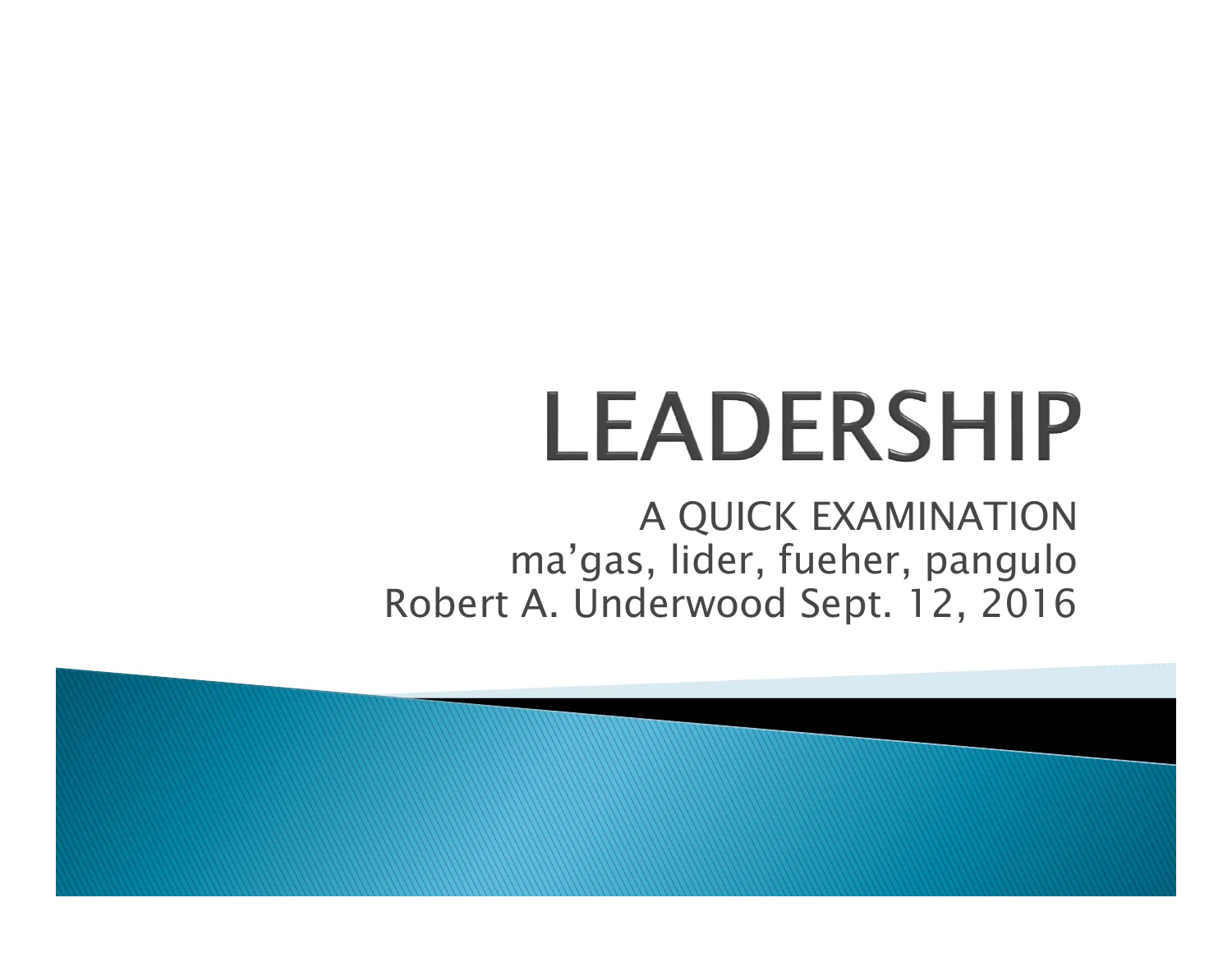# LEADERSHIP

A QUICK EXAMINATION
ma'gas, lider, fueher, pangulo
Robert A. Underwood Sept. 12, 2016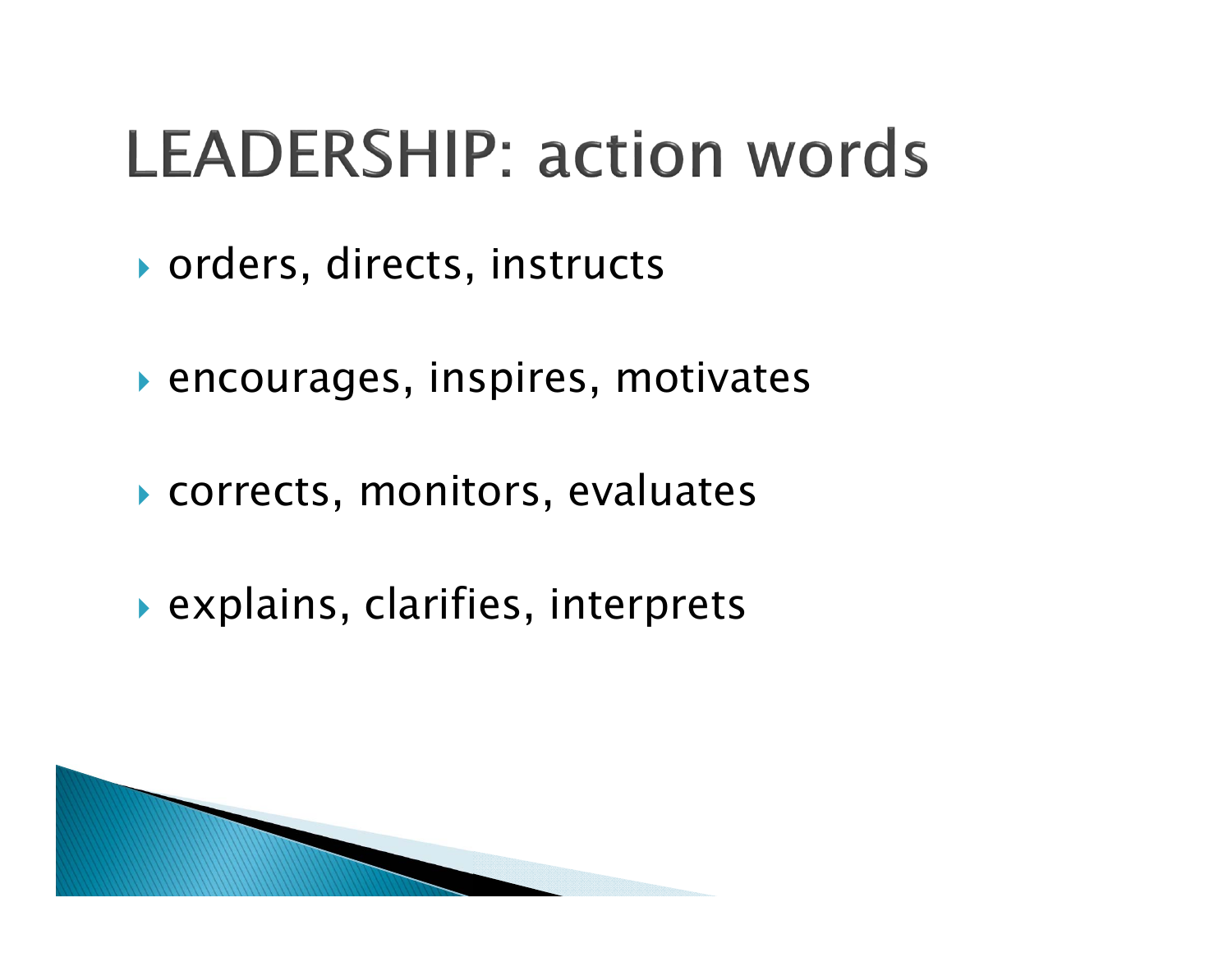# LEADERSHIP: action words

- orders, directs, instructs
- encourages, inspires, motivates
- corrects, monitors, evaluates
- explains, clarifies, interprets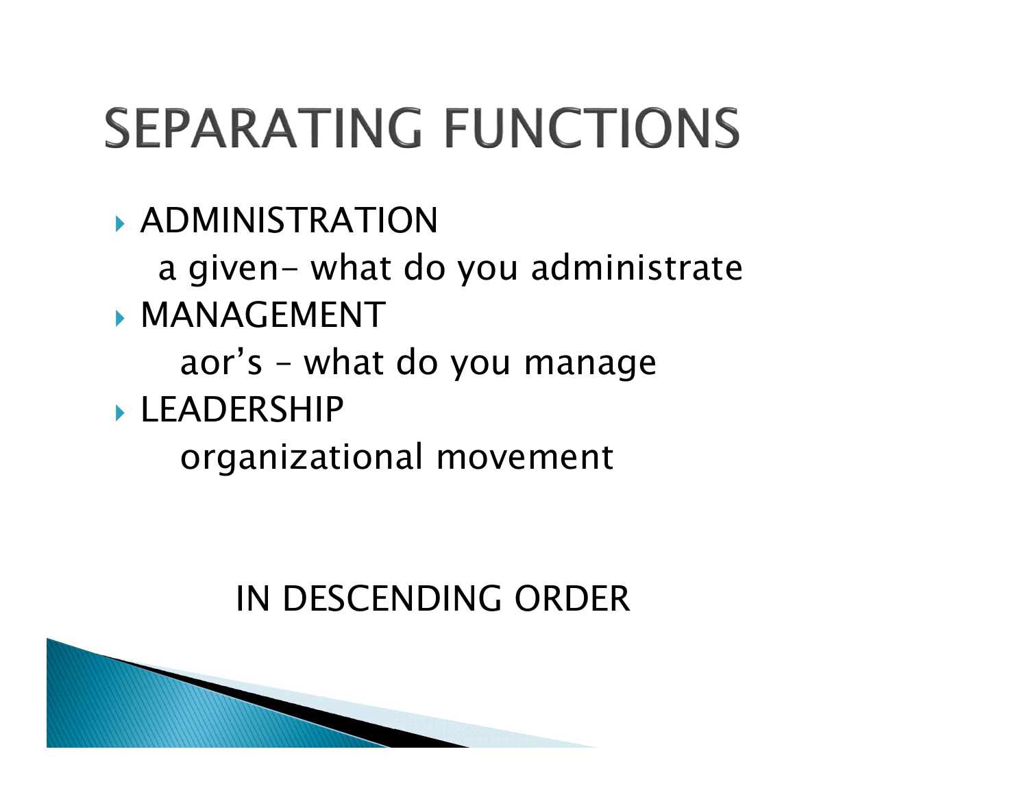# SEPARATING FUNCTIONS

- ADMINISTRATION
  a given– what do you administrate
- MANAGEMENT
  aor's – what do you manage
- LEADERSHIP
  organizational movement

IN DESCENDING ORDER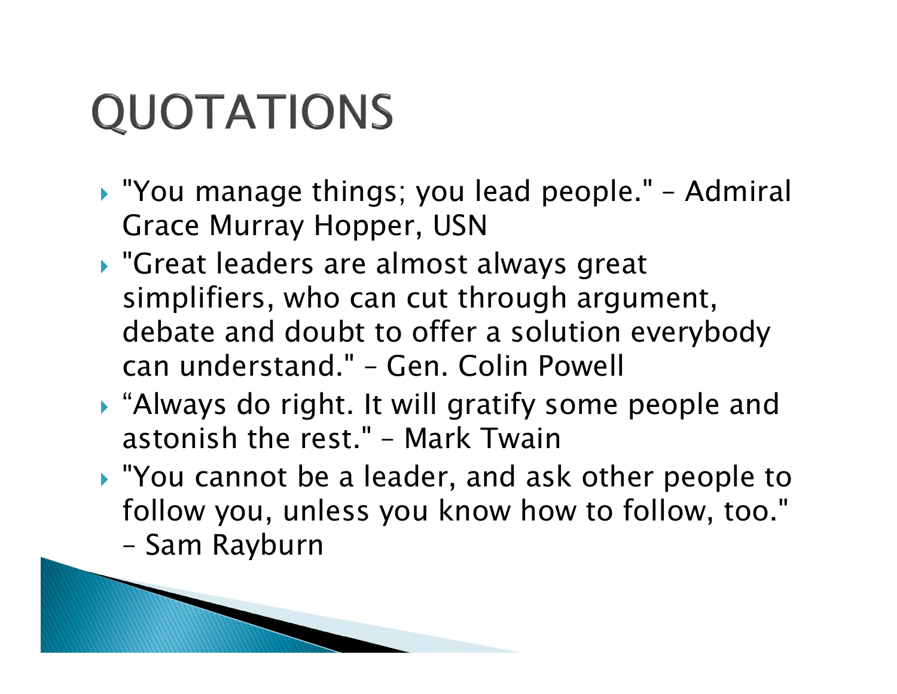# QUOTATIONS

- "You manage things; you lead people." – Admiral Grace Murray Hopper, USN
- "Great leaders are almost always great simplifiers, who can cut through argument, debate and doubt to offer a solution everybody can understand." – Gen. Colin Powell
- "Always do right. It will gratify some people and astonish the rest." – Mark Twain
- "You cannot be a leader, and ask other people to follow you, unless you know how to follow, too." – Sam Rayburn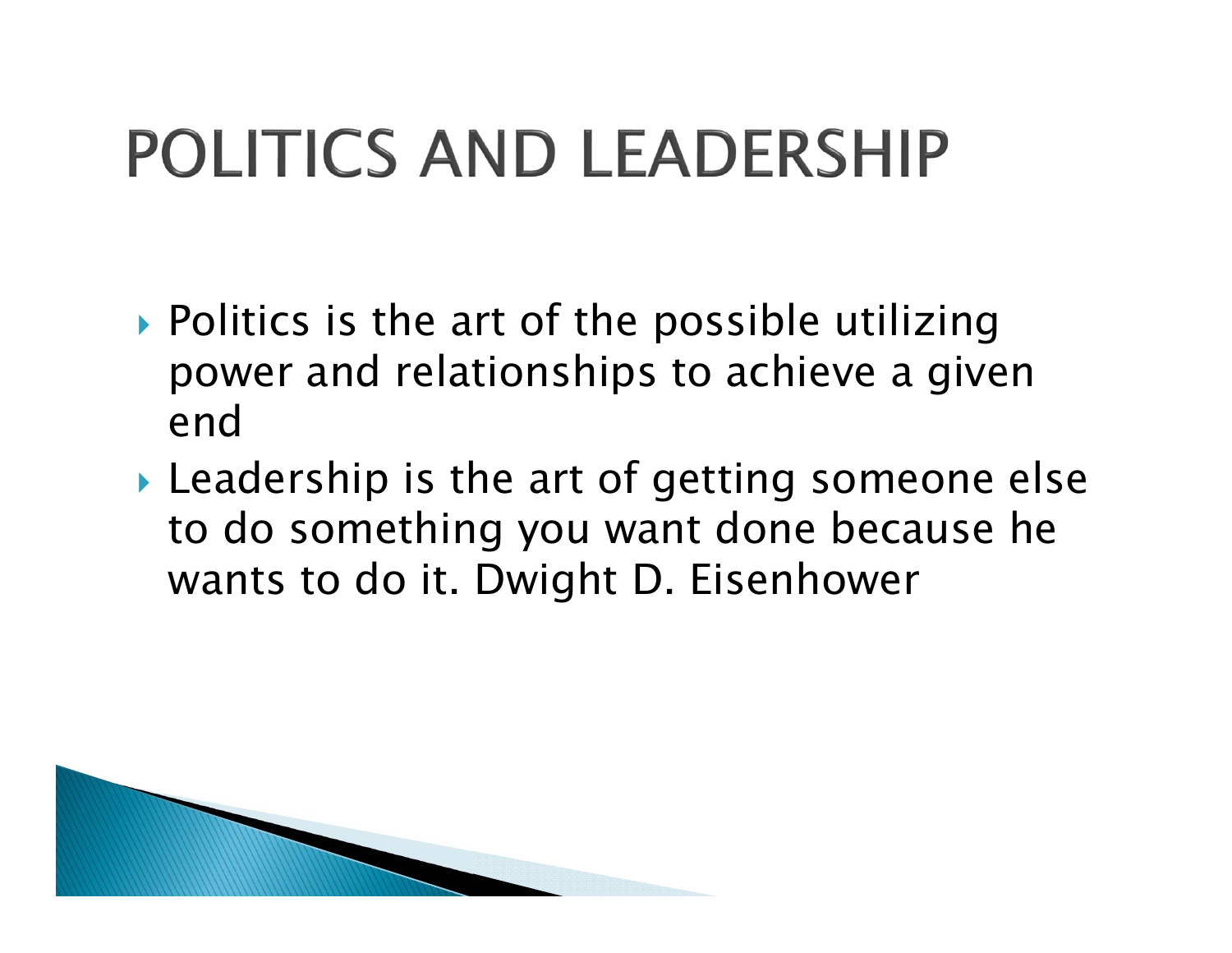# POLITICS AND LEADERSHIP

- Politics is the art of the possible utilizing power and relationships to achieve a given end
- Leadership is the art of getting someone else to do something you want done because he wants to do it. Dwight D. Eisenhower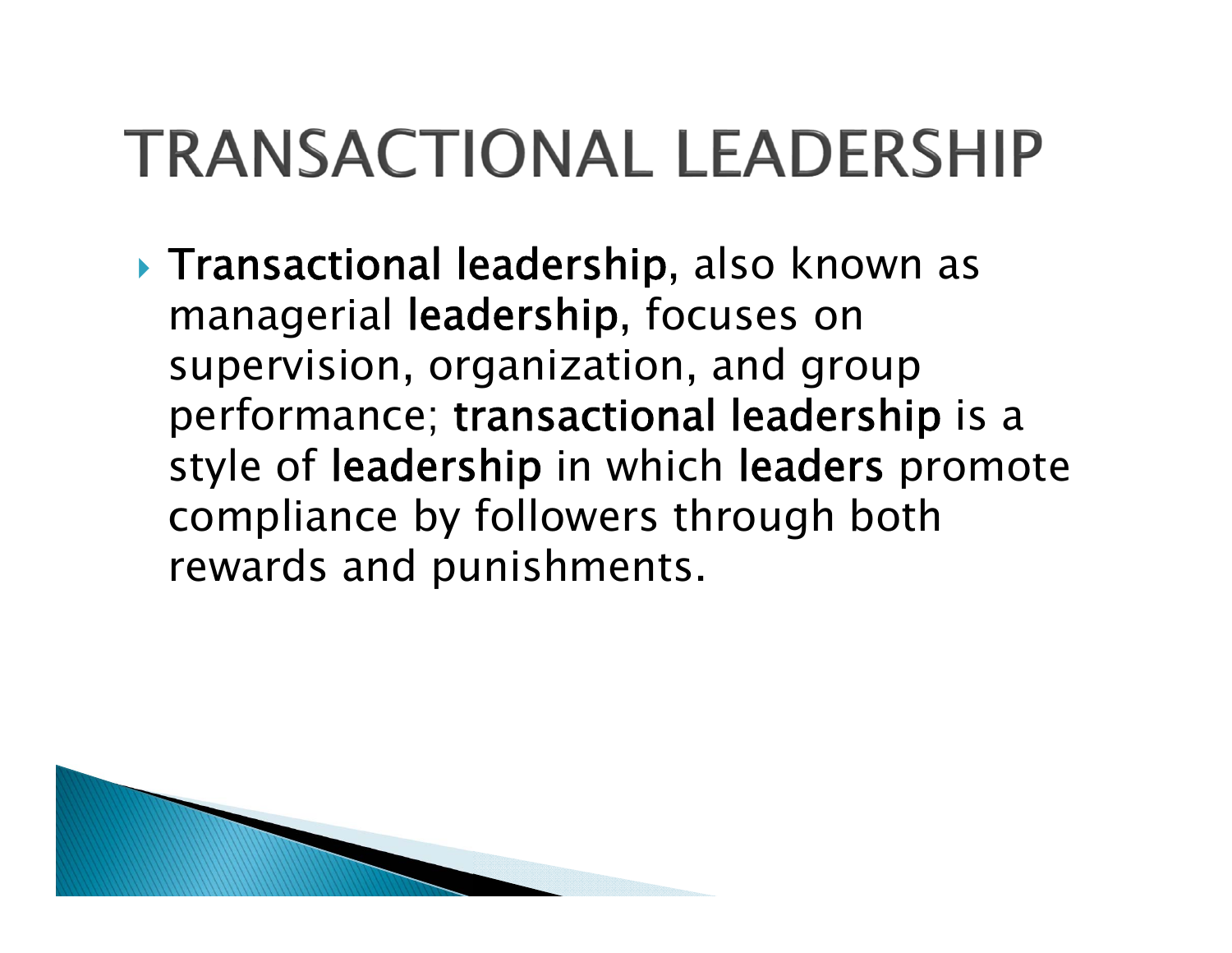# TRANSACTIONAL LEADERSHIP

- **Transactional leadership**, also known as managerial **leadership**, focuses on supervision, organization, and group performance; **transactional leadership** is a style of **leadership** in which **leaders** promote compliance by followers through both rewards and punishments.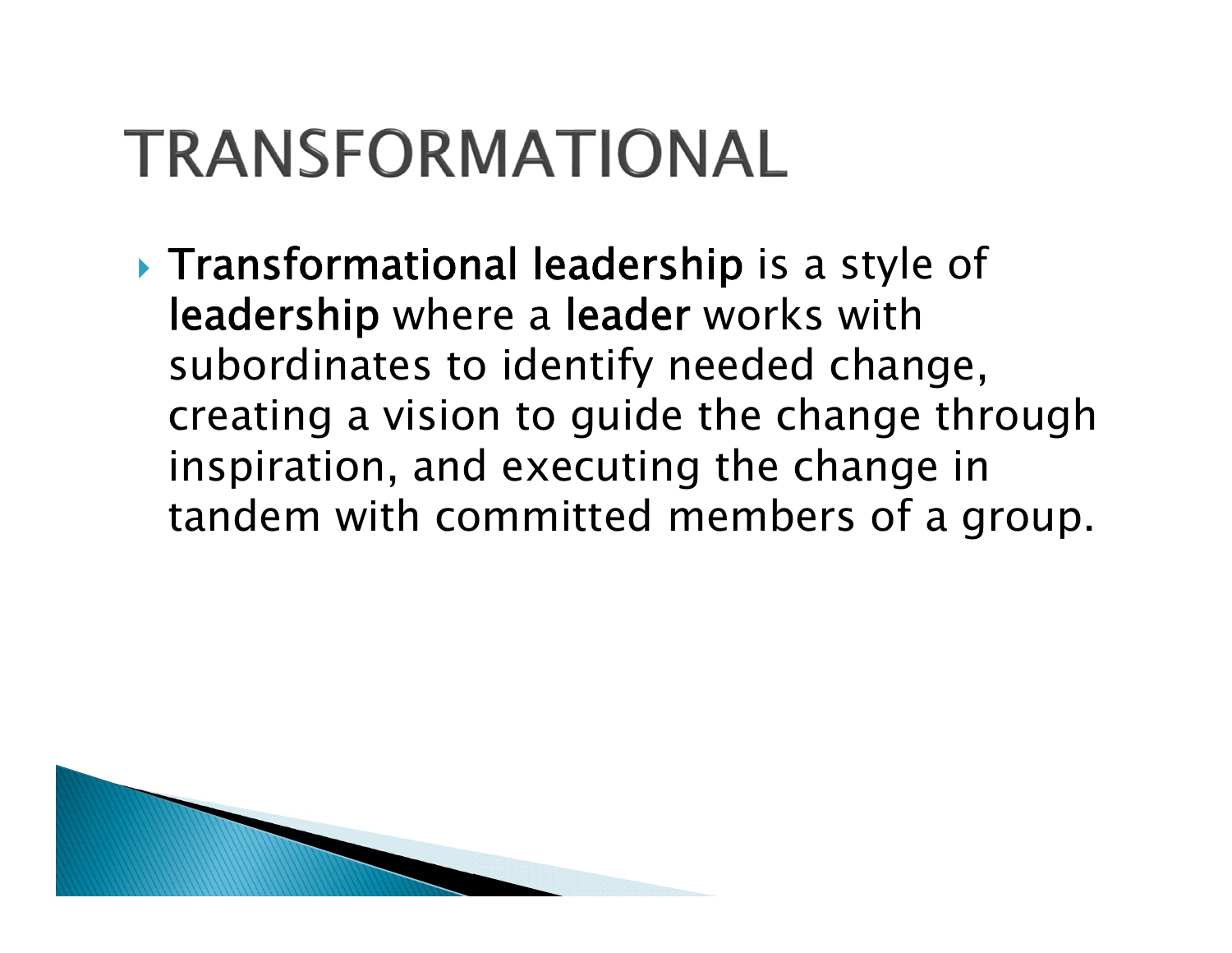# TRANSFORMATIONAL

- **Transformational leadership** is a style of **leadership** where a **leader** works with subordinates to identify needed change, creating a vision to guide the change through inspiration, and executing the change in tandem with committed members of a group.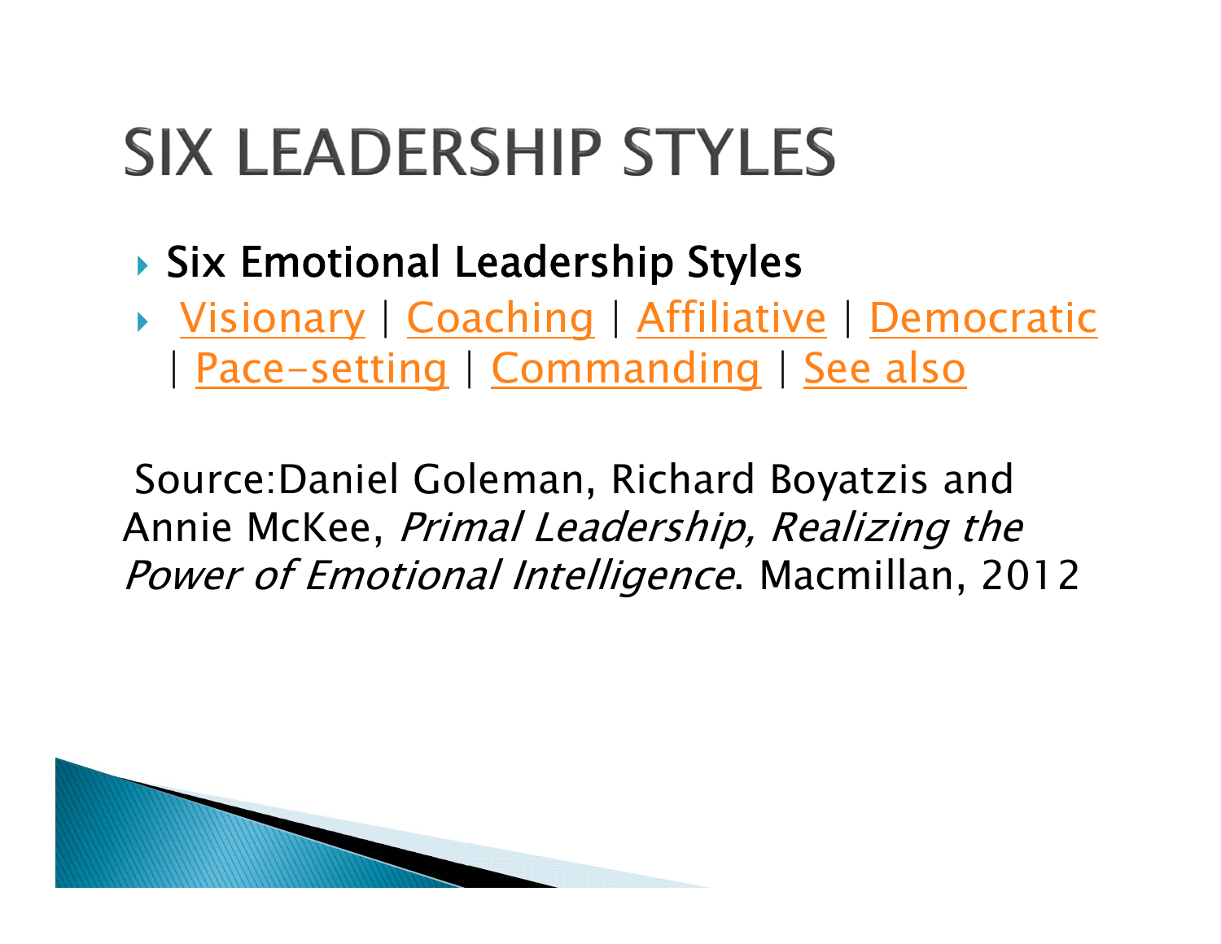# SIX LEADERSHIP STYLES

- Six Emotional Leadership Styles
- Visionary | Coaching | Affiliative | Democratic | Pace-setting | Commanding | See also

Source:Daniel Goleman, Richard Boyatzis and Annie McKee, *Primal Leadership, Realizing the Power of Emotional Intelligence*. Macmillan, 2012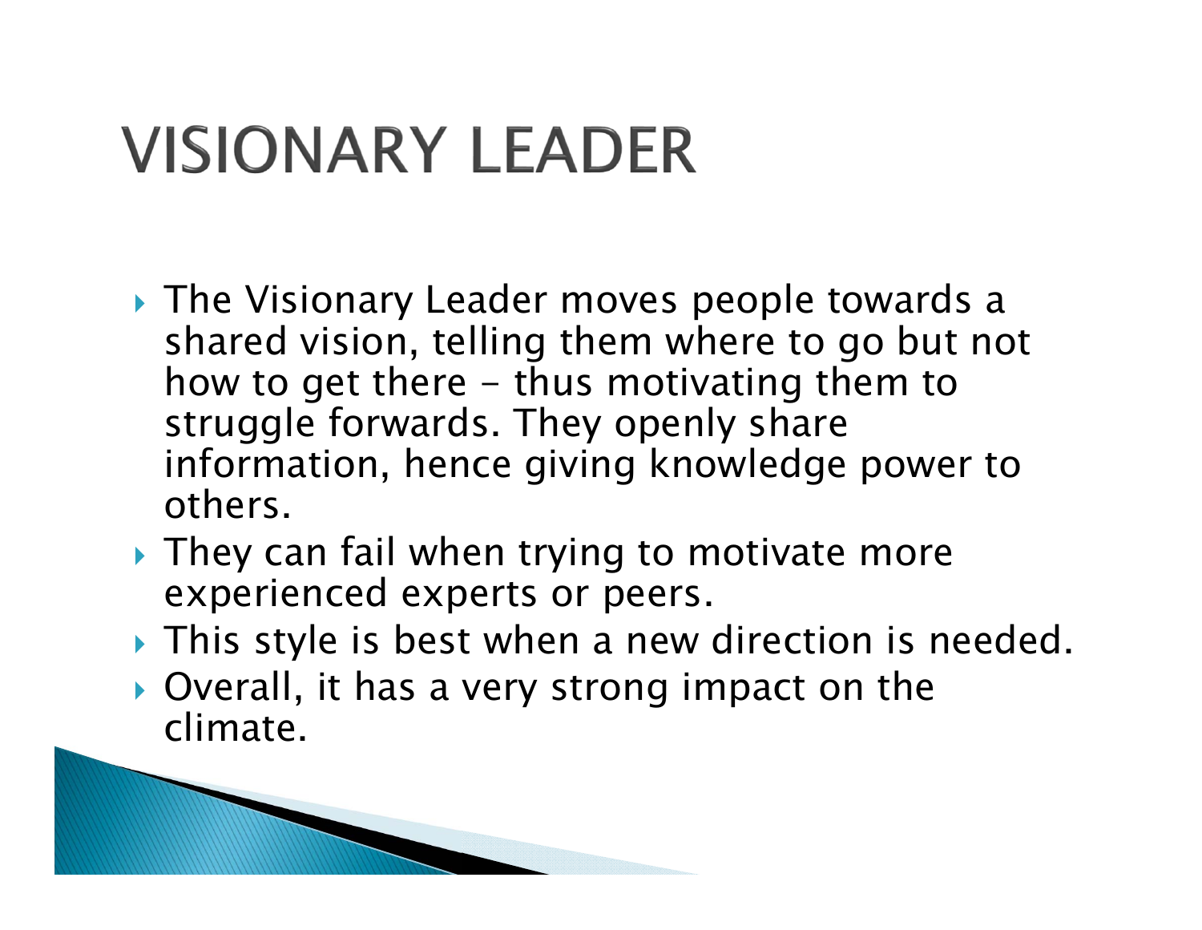# VISIONARY LEADER

- The Visionary Leader moves people towards a shared vision, telling them where to go but not how to get there – thus motivating them to struggle forwards. They openly share information, hence giving knowledge power to others.
- They can fail when trying to motivate more experienced experts or peers.
- This style is best when a new direction is needed.
- Overall, it has a very strong impact on the climate.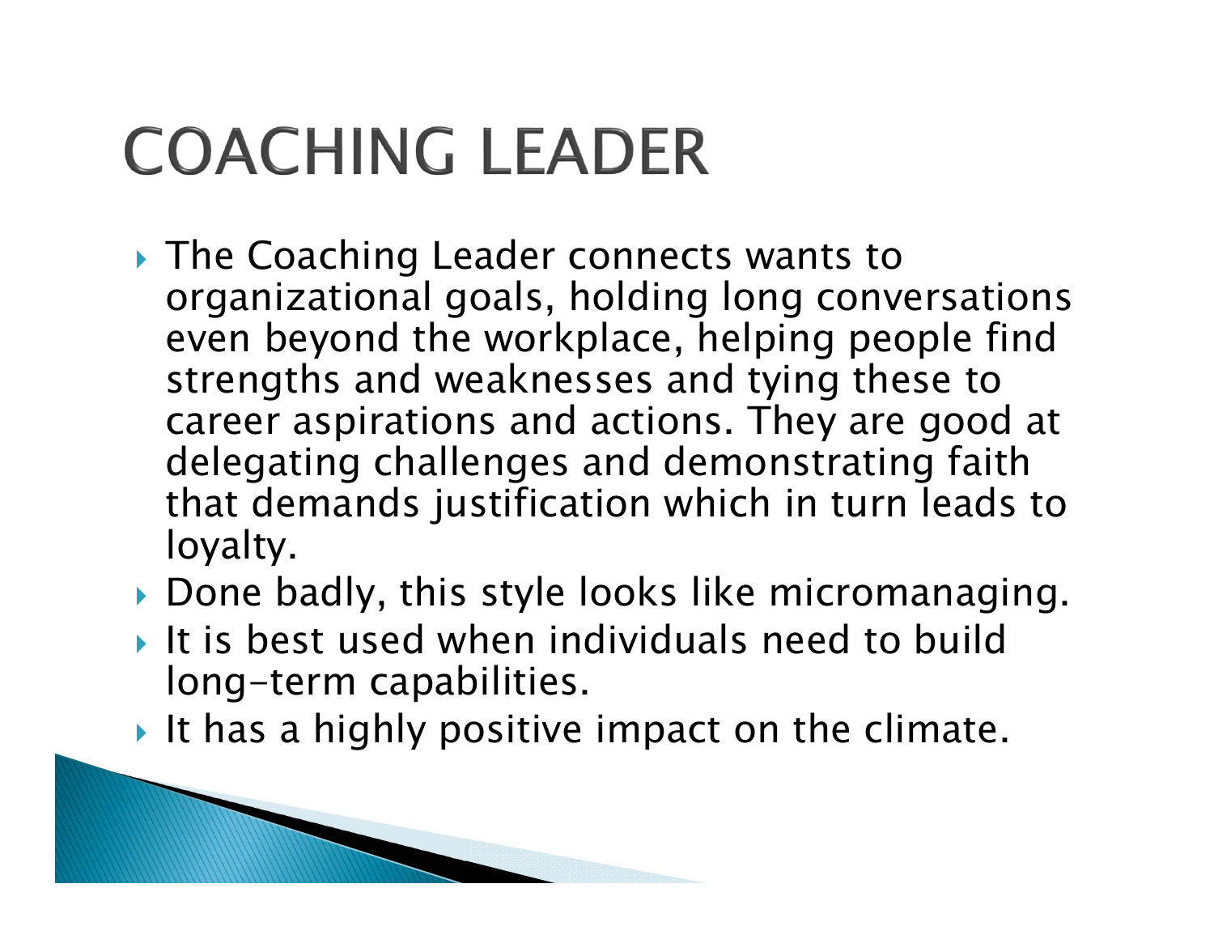# COACHING LEADER

- The Coaching Leader connects wants to organizational goals, holding long conversations even beyond the workplace, helping people find strengths and weaknesses and tying these to career aspirations and actions. They are good at delegating challenges and demonstrating faith that demands justification which in turn leads to loyalty.
- Done badly, this style looks like micromanaging.
- It is best used when individuals need to build long-term capabilities.
- It has a highly positive impact on the climate.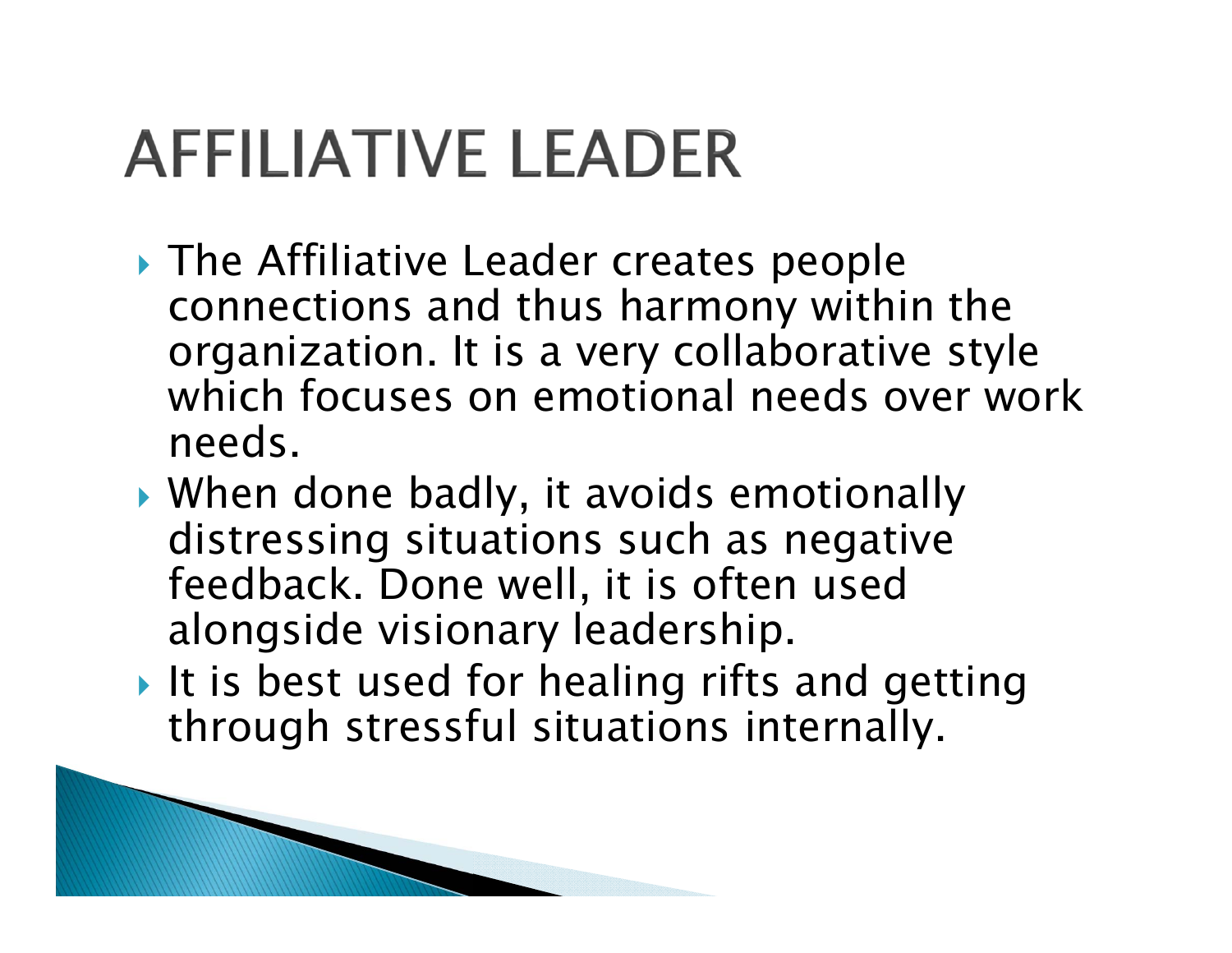# AFFILIATIVE LEADER

- The Affiliative Leader creates people connections and thus harmony within the organization. It is a very collaborative style which focuses on emotional needs over work needs.
- When done badly, it avoids emotionally distressing situations such as negative feedback. Done well, it is often used alongside visionary leadership.
- It is best used for healing rifts and getting through stressful situations internally.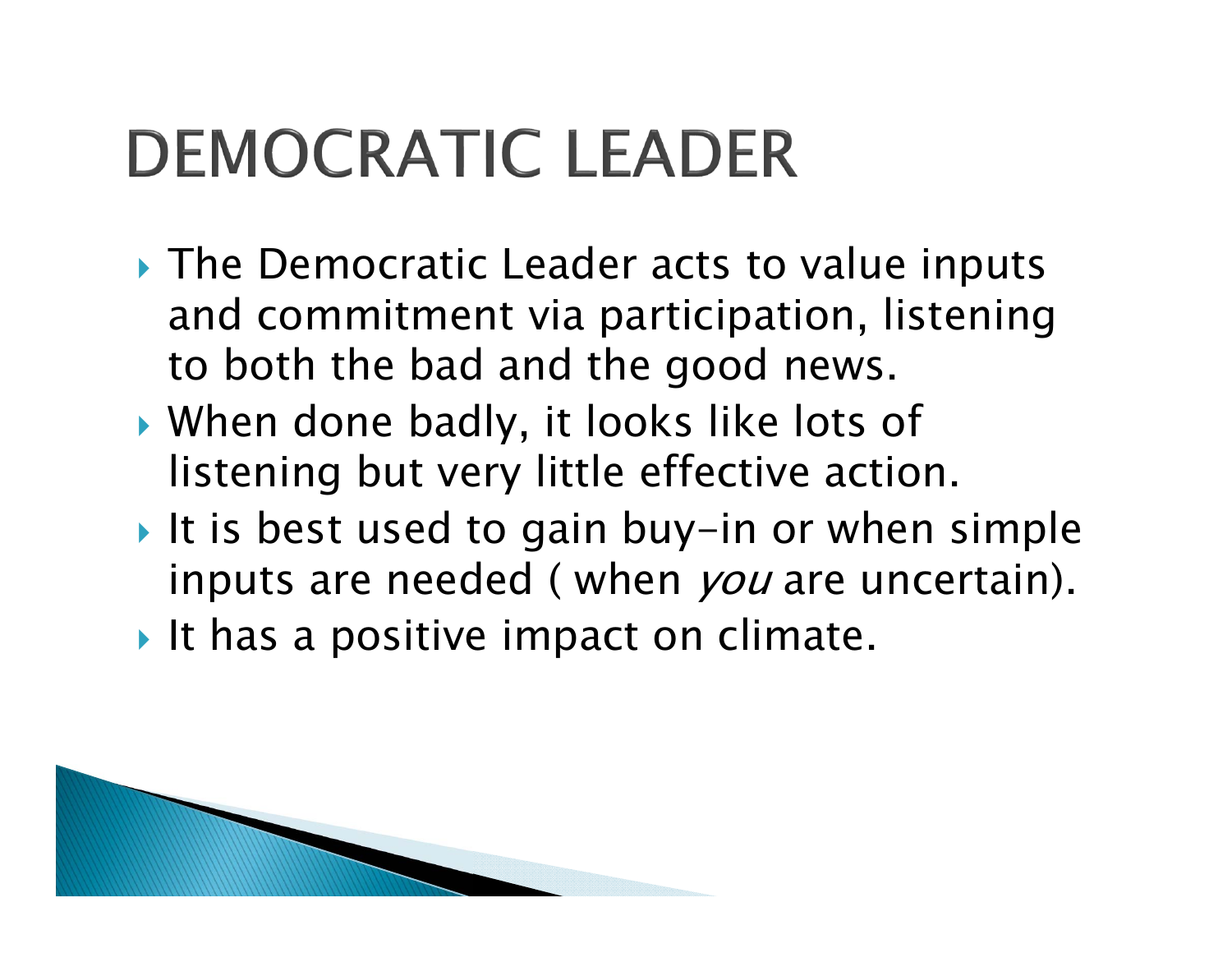# DEMOCRATIC LEADER

- The Democratic Leader acts to value inputs and commitment via participation, listening to both the bad and the good news.
- When done badly, it looks like lots of listening but very little effective action.
- It is best used to gain buy-in or when simple inputs are needed ( when *you* are uncertain).
- It has a positive impact on climate.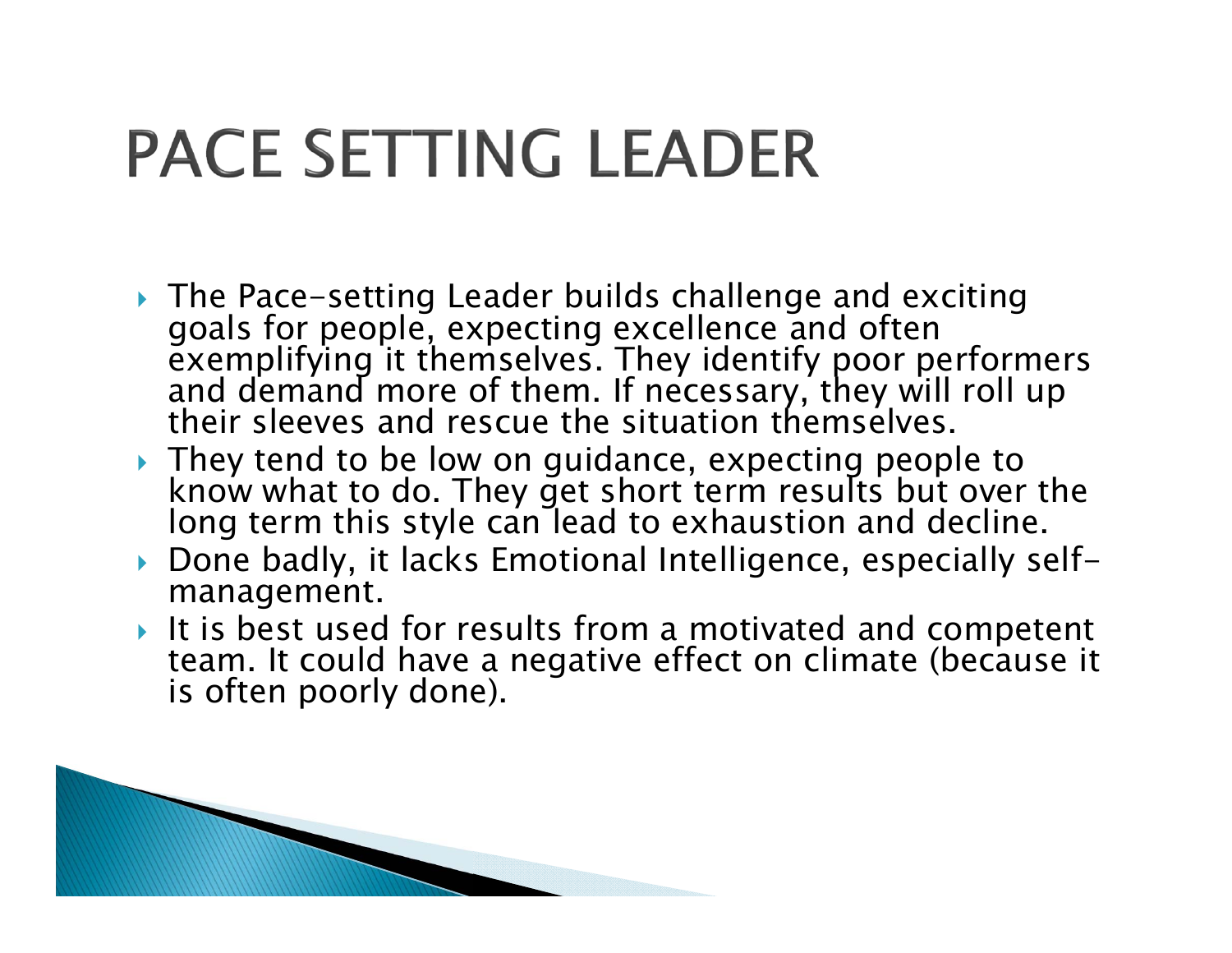# PACE SETTING LEADER

- The Pace-setting Leader builds challenge and exciting goals for people, expecting excellence and often exemplifying it themselves. They identify poor performers and demand more of them. If necessary, they will roll up their sleeves and rescue the situation themselves.
- They tend to be low on guidance, expecting people to know what to do. They get short term results but over the long term this style can lead to exhaustion and decline.
- Done badly, it lacks Emotional Intelligence, especially self-management.
- It is best used for results from a motivated and competent team. It could have a negative effect on climate (because it is often poorly done).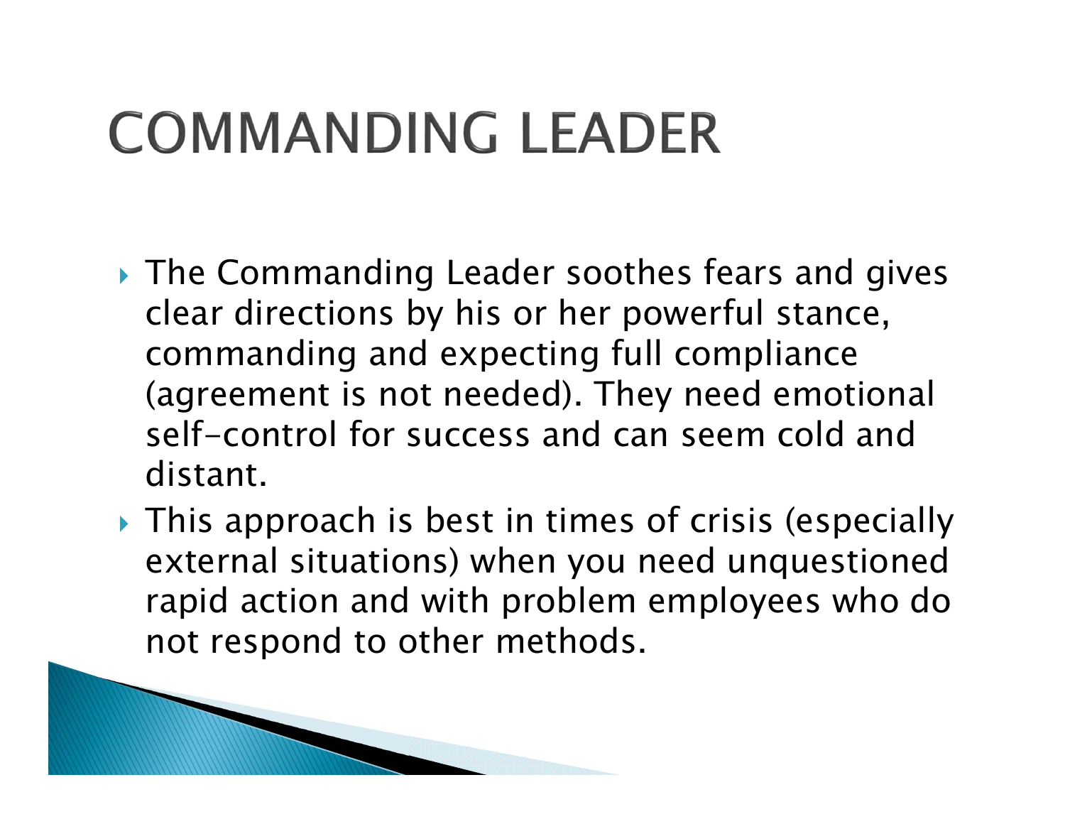# COMMANDING LEADER

- The Commanding Leader soothes fears and gives clear directions by his or her powerful stance, commanding and expecting full compliance (agreement is not needed). They need emotional self-control for success and can seem cold and distant.
- This approach is best in times of crisis (especially external situations) when you need unquestioned rapid action and with problem employees who do not respond to other methods.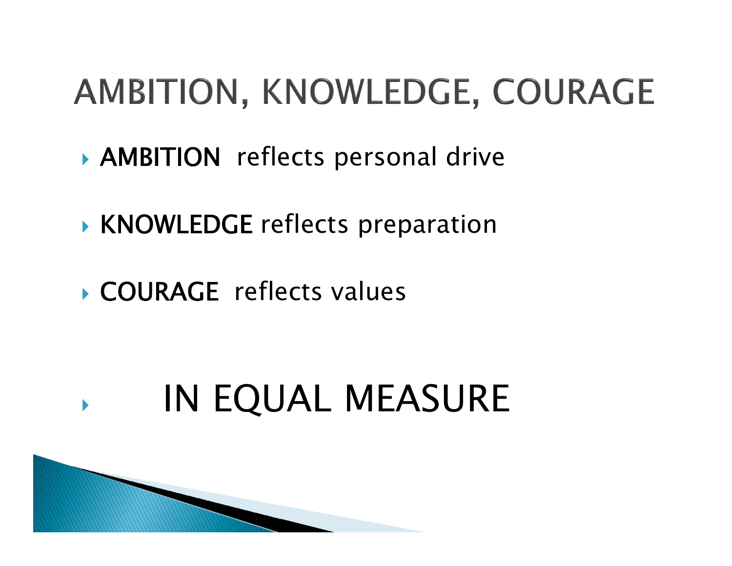# AMBITION, KNOWLEDGE, COURAGE

- AMBITION reflects personal drive
- KNOWLEDGE reflects preparation
- COURAGE reflects values
- IN EQUAL MEASURE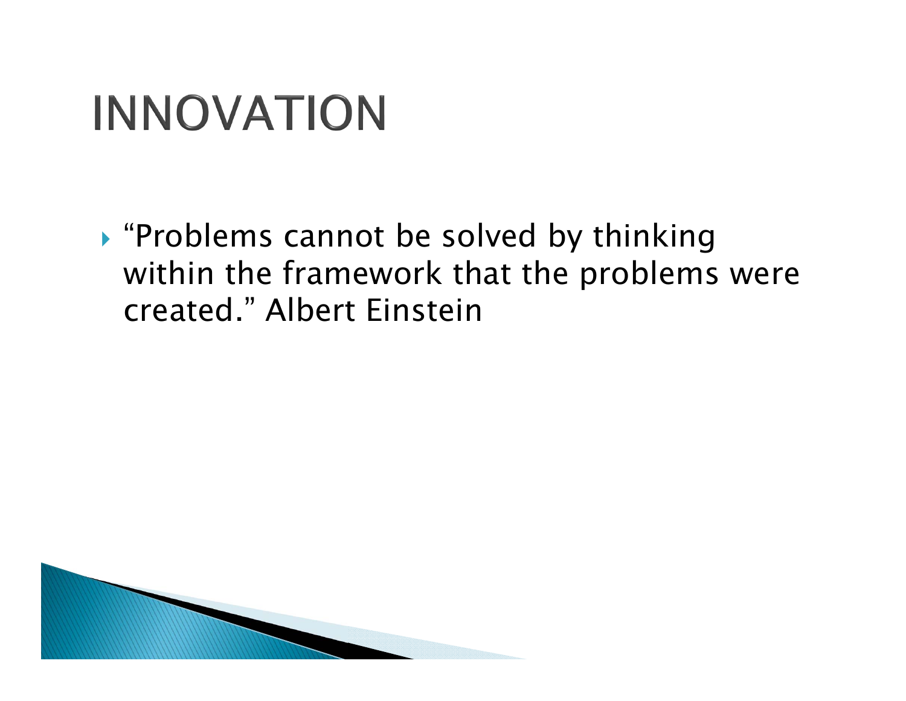# INNOVATION

- "Problems cannot be solved by thinking within the framework that the problems were created." Albert Einstein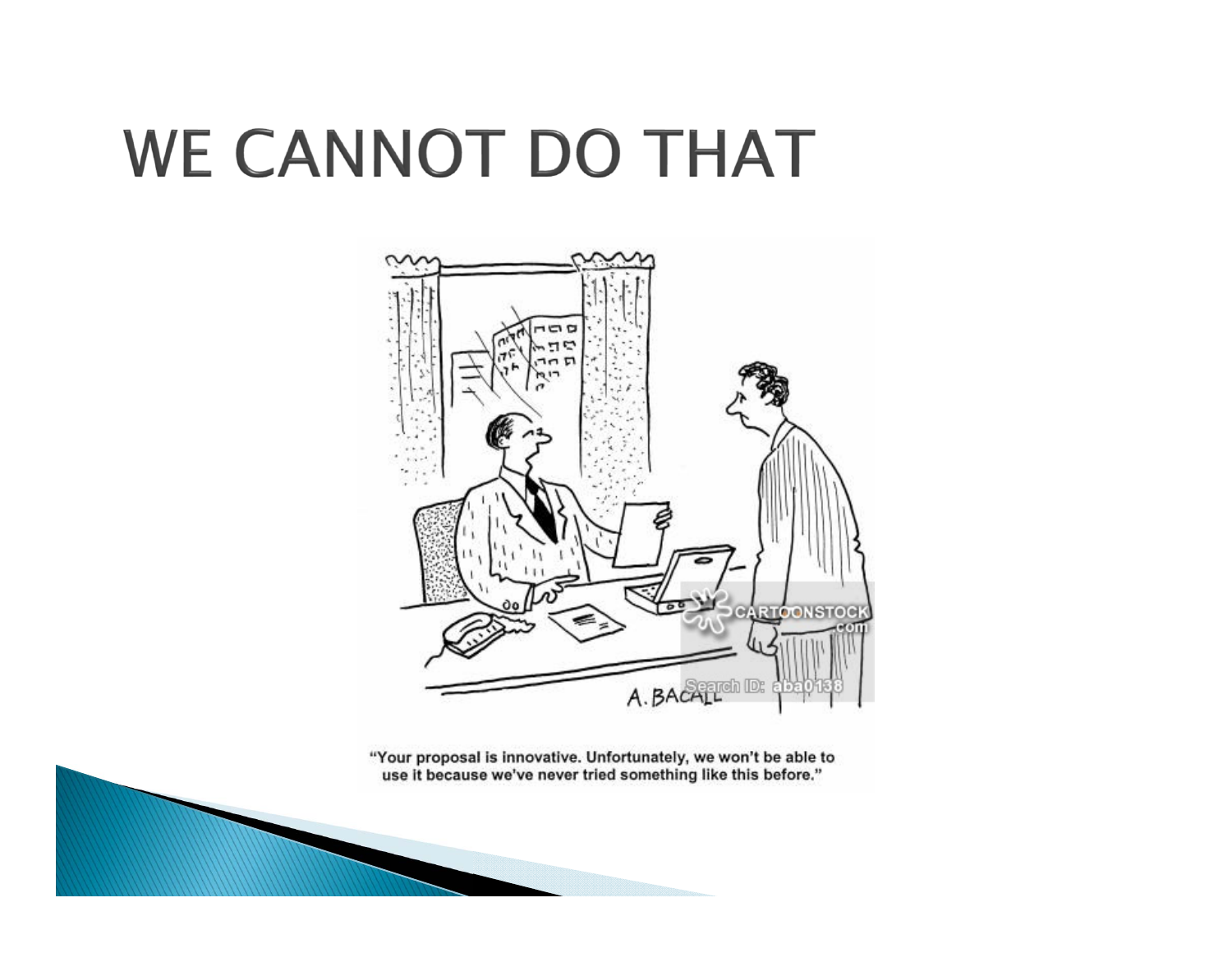# WE CANNOT DO THAT

"Your proposal is innovative. Unfortunately, we won't be able to use it because we've never tried something like this before."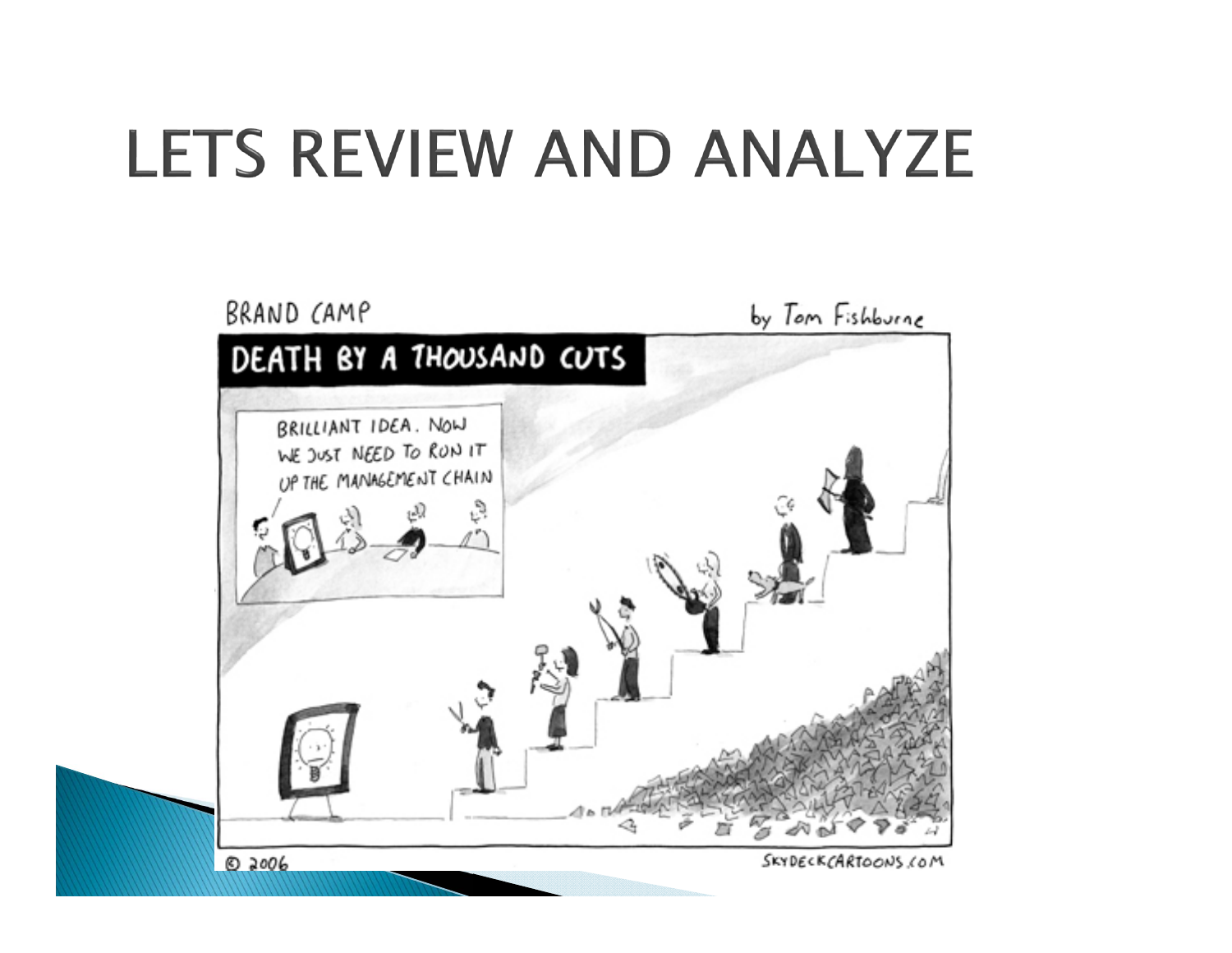# LETS REVIEW AND ANALYZE

BRAND CAMP

by Tom Fishburne

DEATH BY A THOUSAND CUTS

BRILLIANT IDEA. NOW WE JUST NEED TO RUN IT UP THE MANAGEMENT CHAIN

© 2006

SKYDECKCARTOONS.COM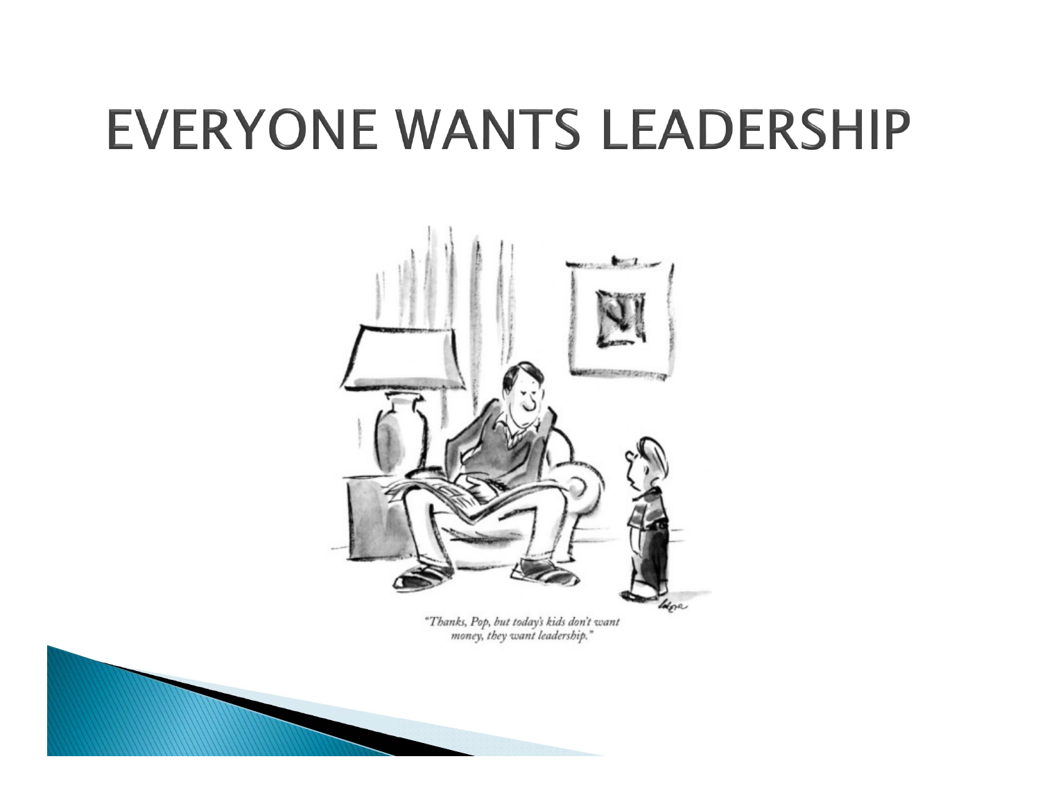# EVERYONE WANTS LEADERSHIP

"Thanks, Pop, but today's kids don't want money, they want leadership."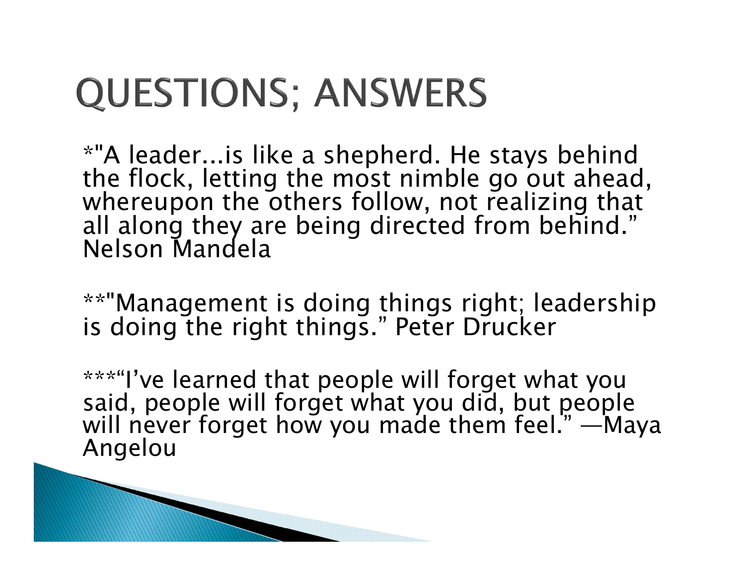# QUESTIONS; ANSWERS

*"A leader...is like a shepherd. He stays behind the flock, letting the most nimble go out ahead, whereupon the others follow, not realizing that all along they are being directed from behind." Nelson Mandela

**"Management is doing things right; leadership is doing the right things." Peter Drucker

***"I've learned that people will forget what you said, people will forget what you did, but people will never forget how you made them feel." —Maya Angelou